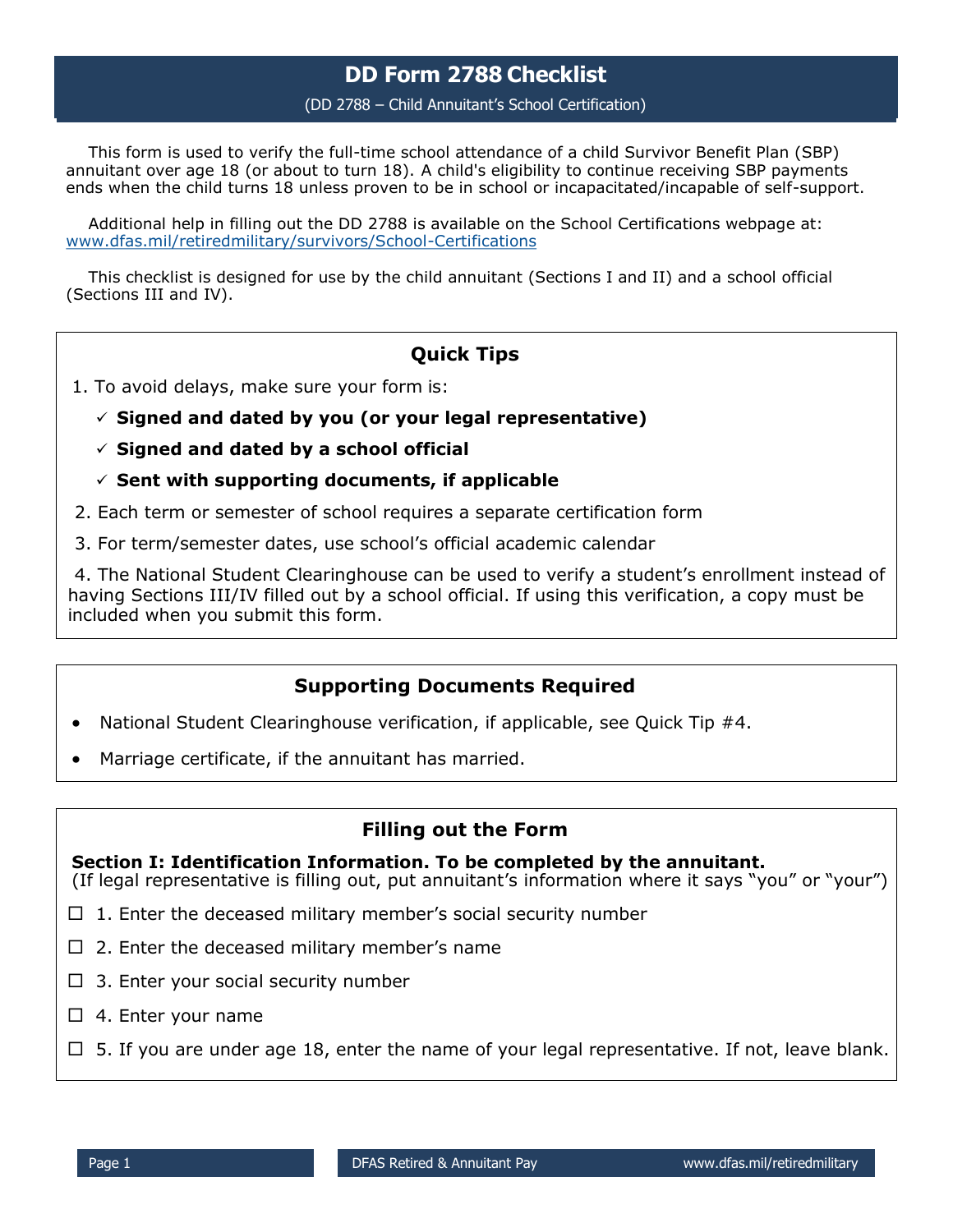# DD Form 2788 Checklist

(DD 2788 – Child Annuitant's School Certification)

This form is used to verify the full-time school attendance of a child Survivor Benefit Plan (SBP) annuitant over age 18 (or about to turn 18). A child's eligibility to continue receiving SBP payments ends when the child turns 18 unless proven to be in school or incapacitated/incapable of self-support.

Additional help in filling out the DD 2788 is available on the School Certifications webpage at: www.dfas.mil/retiredmilitary/survivors/School-Certifications

This checklist is designed for use by the child annuitant (Sections I and II) and a school official (Sections III and IV).

## Quick Tips

1. To avoid delays, make sure your form is:
   - ✓ **Signed and dated by you (or your legal representative)**
   - ✓ **Signed and dated by a school official**
   - ✓ **Sent with supporting documents, if applicable**
2. Each term or semester of school requires a separate certification form
3. For term/semester dates, use school's official academic calendar
4. The National Student Clearinghouse can be used to verify a student's enrollment instead of having Sections III/IV filled out by a school official. If using this verification, a copy must be included when you submit this form.

## Supporting Documents Required

- National Student Clearinghouse verification, if applicable, see Quick Tip #4.
- Marriage certificate, if the annuitant has married.

## Filling out the Form

**Section I: Identification Information. To be completed by the annuitant.**
(If legal representative is filling out, put annuitant's information where it says "you" or "your")

- ☐ 1. Enter the deceased military member's social security number
- ☐ 2. Enter the deceased military member's name
- ☐ 3. Enter your social security number
- ☐ 4. Enter your name
- ☐ 5. If you are under age 18, enter the name of your legal representative. If not, leave blank.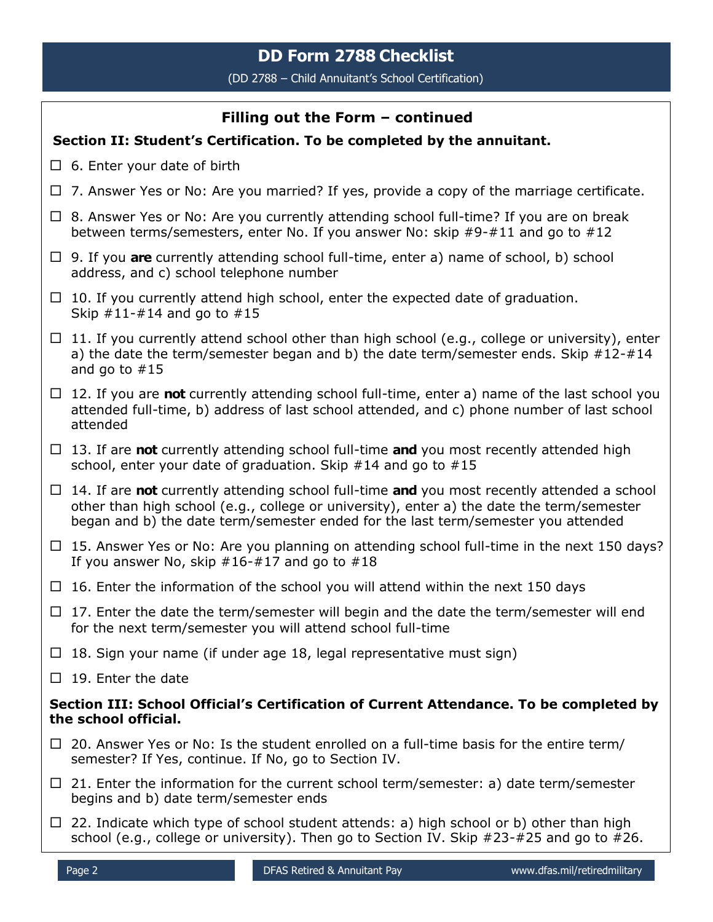# DD Form 2788 Checklist

(DD 2788 – Child Annuitant's School Certification)

## Filling out the Form – continued

**Section II: Student's Certification. To be completed by the annuitant.**

- ☐ 6. Enter your date of birth
- ☐ 7. Answer Yes or No: Are you married? If yes, provide a copy of the marriage certificate.
- ☐ 8. Answer Yes or No: Are you currently attending school full-time? If you are on break between terms/semesters, enter No. If you answer No: skip #9-#11 and go to #12
- ☐ 9. If you **are** currently attending school full-time, enter a) name of school, b) school address, and c) school telephone number
- ☐ 10. If you currently attend high school, enter the expected date of graduation. Skip #11-#14 and go to #15
- ☐ 11. If you currently attend school other than high school (e.g., college or university), enter a) the date the term/semester began and b) the date term/semester ends. Skip #12-#14 and go to #15
- ☐ 12. If you are **not** currently attending school full-time, enter a) name of the last school you attended full-time, b) address of last school attended, and c) phone number of last school attended
- ☐ 13. If are **not** currently attending school full-time **and** you most recently attended high school, enter your date of graduation. Skip #14 and go to #15
- ☐ 14. If are **not** currently attending school full-time **and** you most recently attended a school other than high school (e.g., college or university), enter a) the date the term/semester began and b) the date term/semester ended for the last term/semester you attended
- ☐ 15. Answer Yes or No: Are you planning on attending school full-time in the next 150 days? If you answer No, skip #16-#17 and go to #18
- ☐ 16. Enter the information of the school you will attend within the next 150 days
- ☐ 17. Enter the date the term/semester will begin and the date the term/semester will end for the next term/semester you will attend school full-time
- ☐ 18. Sign your name (if under age 18, legal representative must sign)
- ☐ 19. Enter the date

**Section III: School Official's Certification of Current Attendance. To be completed by the school official.**

- ☐ 20. Answer Yes or No: Is the student enrolled on a full-time basis for the entire term/ semester? If Yes, continue. If No, go to Section IV.
- ☐ 21. Enter the information for the current school term/semester: a) date term/semester begins and b) date term/semester ends
- ☐ 22. Indicate which type of school student attends: a) high school or b) other than high school (e.g., college or university). Then go to Section IV. Skip #23-#25 and go to #26.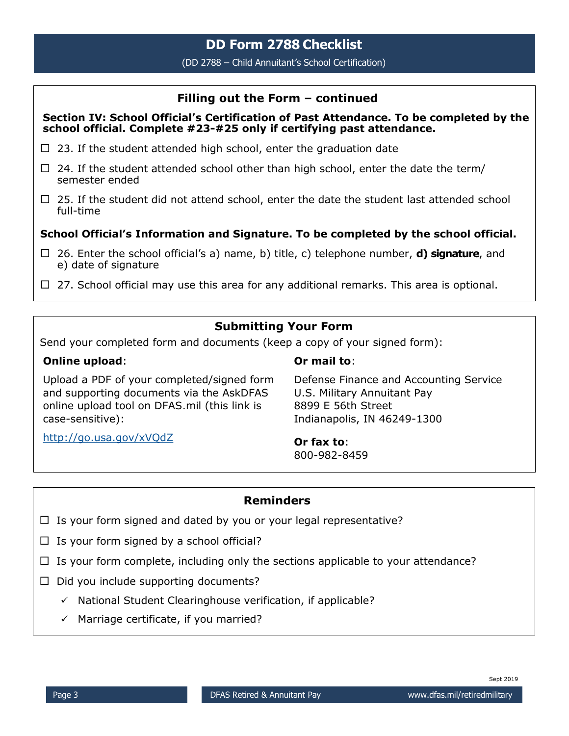# DD Form 2788 Checklist

(DD 2788 – Child Annuitant's School Certification)

## Filling out the Form – continued

**Section IV: School Official's Certification of Past Attendance. To be completed by the school official. Complete #23-#25 only if certifying past attendance.**

- ☐ 23. If the student attended high school, enter the graduation date
- ☐ 24. If the student attended school other than high school, enter the date the term/ semester ended
- ☐ 25. If the student did not attend school, enter the date the student last attended school full-time

**School Official's Information and Signature. To be completed by the school official.**

- ☐ 26. Enter the school official's a) name, b) title, c) telephone number, **d) signature**, and e) date of signature
- ☐ 27. School official may use this area for any additional remarks. This area is optional.

## Submitting Your Form

Send your completed form and documents (keep a copy of your signed form):

**Online upload**:

Upload a PDF of your completed/signed form and supporting documents via the AskDFAS online upload tool on DFAS.mil (this link is case-sensitive):

http://go.usa.gov/xVQdZ

**Or mail to**:

Defense Finance and Accounting Service
U.S. Military Annuitant Pay
8899 E 56th Street
Indianapolis, IN 46249-1300

**Or fax to**:
800-982-8459

## Reminders

- ☐ Is your form signed and dated by you or your legal representative?
- ☐ Is your form signed by a school official?
- ☐ Is your form complete, including only the sections applicable to your attendance?
- ☐ Did you include supporting documents?
  - ✓ National Student Clearinghouse verification, if applicable?
  - ✓ Marriage certificate, if you married?

Sept 2019